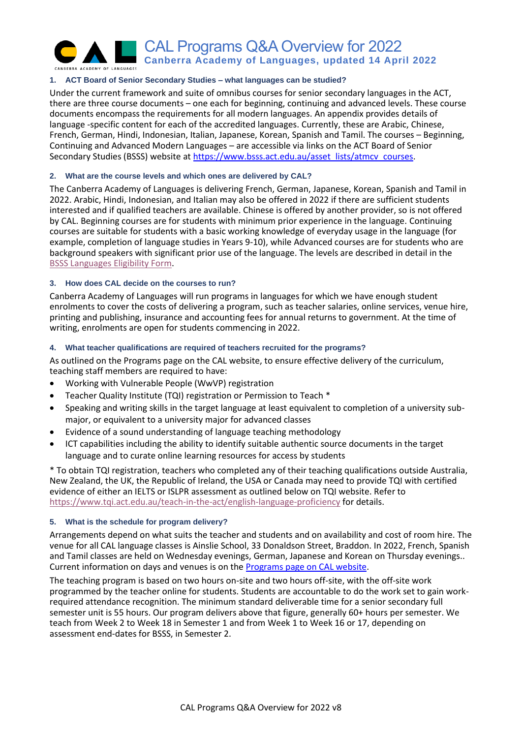# CAL Programs Q&A Overview for 2022

**Canberra Academy of Languages, updated 14 April 2022**

### 1. ACT Board of Senior Secondary Studies – what languages can be studied?

Under the current framework and suite of omnibus courses for senior secondary languages in the ACT, there are three course documents – one each for beginning, continuing and advanced levels. These course documents encompass the requirements for all modern languages. An appendix provides details of language -specific content for each of the accredited languages. Currently, these are Arabic, Chinese, French, German, Hindi, Indonesian, Italian, Japanese, Korean, Spanish and Tamil. The courses – Beginning, Continuing and Advanced Modern Languages – are accessible via links on the ACT Board of Senior Secondary Studies (BSSS) website at https://www.bsss.act.edu.au/asset_lists/atmcv_courses.

### 2. What are the course levels and which ones are delivered by CAL?

The Canberra Academy of Languages is delivering French, German, Japanese, Korean, Spanish and Tamil in 2022. Arabic, Hindi, Indonesian, and Italian may also be offered in 2022 if there are sufficient students interested and if qualified teachers are available. Chinese is offered by another provider, so is not offered by CAL. Beginning courses are for students with minimum prior experience in the language. Continuing courses are suitable for students with a basic working knowledge of everyday usage in the language (for example, completion of language studies in Years 9-10), while Advanced courses are for students who are background speakers with significant prior use of the language. The levels are described in detail in the BSSS Languages Eligibility Form.

### 3. How does CAL decide on the courses to run?

Canberra Academy of Languages will run programs in languages for which we have enough student enrolments to cover the costs of delivering a program, such as teacher salaries, online services, venue hire, printing and publishing, insurance and accounting fees for annual returns to government. At the time of writing, enrolments are open for students commencing in 2022.

### 4. What teacher qualifications are required of teachers recruited for the programs?

As outlined on the Programs page on the CAL website, to ensure effective delivery of the curriculum, teaching staff members are required to have:

- Working with Vulnerable People (WwVP) registration
- Teacher Quality Institute (TQI) registration or Permission to Teach *
- Speaking and writing skills in the target language at least equivalent to completion of a university sub-major, or equivalent to a university major for advanced classes
- Evidence of a sound understanding of language teaching methodology
- ICT capabilities including the ability to identify suitable authentic source documents in the target language and to curate online learning resources for access by students

* To obtain TQI registration, teachers who completed any of their teaching qualifications outside Australia, New Zealand, the UK, the Republic of Ireland, the USA or Canada may need to provide TQI with certified evidence of either an IELTS or ISLPR assessment as outlined below on TQI website. Refer to https://www.tqi.act.edu.au/teach-in-the-act/english-language-proficiency for details.

### 5. What is the schedule for program delivery?

Arrangements depend on what suits the teacher and students and on availability and cost of room hire. The venue for all CAL language classes is Ainslie School, 33 Donaldson Street, Braddon. In 2022, French, Spanish and Tamil classes are held on Wednesday evenings, German, Japanese and Korean on Thursday evenings.. Current information on days and venues is on the Programs page on CAL website.

The teaching program is based on two hours on-site and two hours off-site, with the off-site work programmed by the teacher online for students. Students are accountable to do the work set to gain work-required attendance recognition. The minimum standard deliverable time for a senior secondary full semester unit is 55 hours. Our program delivers above that figure, generally 60+ hours per semester. We teach from Week 2 to Week 18 in Semester 1 and from Week 1 to Week 16 or 17, depending on assessment end-dates for BSSS, in Semester 2.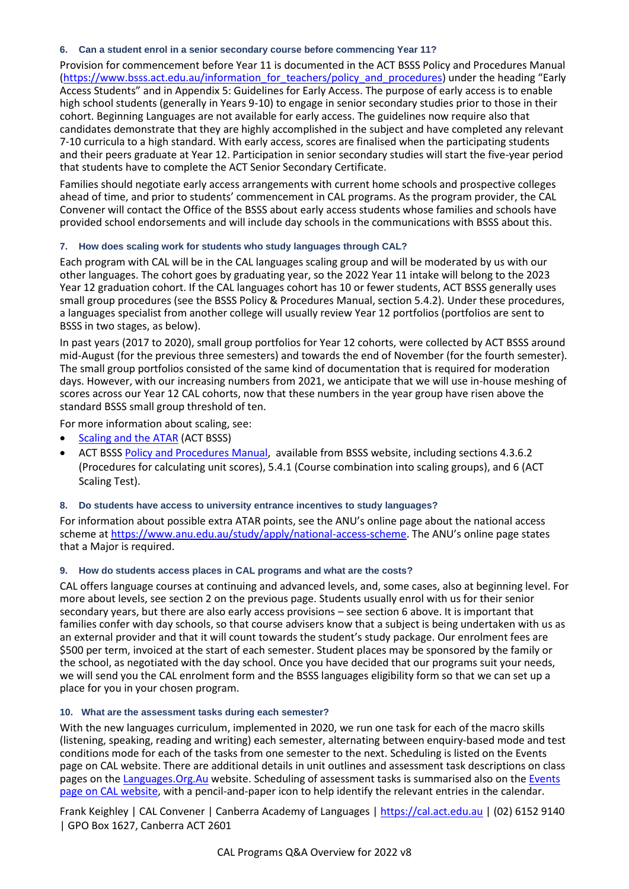### 6. Can a student enrol in a senior secondary course before commencing Year 11?

Provision for commencement before Year 11 is documented in the ACT BSSS Policy and Procedures Manual (https://www.bsss.act.edu.au/information_for_teachers/policy_and_procedures) under the heading "Early Access Students" and in Appendix 5: Guidelines for Early Access. The purpose of early access is to enable high school students (generally in Years 9-10) to engage in senior secondary studies prior to those in their cohort. Beginning Languages are not available for early access. The guidelines now require also that candidates demonstrate that they are highly accomplished in the subject and have completed any relevant 7-10 curricula to a high standard. With early access, scores are finalised when the participating students and their peers graduate at Year 12. Participation in senior secondary studies will start the five-year period that students have to complete the ACT Senior Secondary Certificate.

Families should negotiate early access arrangements with current home schools and prospective colleges ahead of time, and prior to students' commencement in CAL programs. As the program provider, the CAL Convener will contact the Office of the BSSS about early access students whose families and schools have provided school endorsements and will include day schools in the communications with BSSS about this.

### 7. How does scaling work for students who study languages through CAL?

Each program with CAL will be in the CAL languages scaling group and will be moderated by us with our other languages. The cohort goes by graduating year, so the 2022 Year 11 intake will belong to the 2023 Year 12 graduation cohort. If the CAL languages cohort has 10 or fewer students, ACT BSSS generally uses small group procedures (see the BSSS Policy & Procedures Manual, section 5.4.2). Under these procedures, a languages specialist from another college will usually review Year 12 portfolios (portfolios are sent to BSSS in two stages, as below).

In past years (2017 to 2020), small group portfolios for Year 12 cohorts, were collected by ACT BSSS around mid-August (for the previous three semesters) and towards the end of November (for the fourth semester). The small group portfolios consisted of the same kind of documentation that is required for moderation days. However, with our increasing numbers from 2021, we anticipate that we will use in-house meshing of scores across our Year 12 CAL cohorts, now that these numbers in the year group have risen above the standard BSSS small group threshold of ten.

For more information about scaling, see:

- Scaling and the ATAR (ACT BSSS)
- ACT BSSS Policy and Procedures Manual, available from BSSS website, including sections 4.3.6.2 (Procedures for calculating unit scores), 5.4.1 (Course combination into scaling groups), and 6 (ACT Scaling Test).

### 8. Do students have access to university entrance incentives to study languages?

For information about possible extra ATAR points, see the ANU's online page about the national access scheme at https://www.anu.edu.au/study/apply/national-access-scheme. The ANU's online page states that a Major is required.

### 9. How do students access places in CAL programs and what are the costs?

CAL offers language courses at continuing and advanced levels, and, some cases, also at beginning level. For more about levels, see section 2 on the previous page. Students usually enrol with us for their senior secondary years, but there are also early access provisions – see section 6 above. It is important that families confer with day schools, so that course advisers know that a subject is being undertaken with us as an external provider and that it will count towards the student's study package. Our enrolment fees are $500 per term, invoiced at the start of each semester. Student places may be sponsored by the family or the school, as negotiated with the day school. Once you have decided that our programs suit your needs, we will send you the CAL enrolment form and the BSSS languages eligibility form so that we can set up a place for you in your chosen program.

### 10. What are the assessment tasks during each semester?

With the new languages curriculum, implemented in 2020, we run one task for each of the macro skills (listening, speaking, reading and writing) each semester, alternating between enquiry-based mode and test conditions mode for each of the tasks from one semester to the next. Scheduling is listed on the Events page on CAL website. There are additional details in unit outlines and assessment task descriptions on class pages on the Languages.Org.Au website. Scheduling of assessment tasks is summarised also on the Events page on CAL website, with a pencil-and-paper icon to help identify the relevant entries in the calendar.

Frank Keighley | CAL Convener | Canberra Academy of Languages | https://cal.act.edu.au | (02) 6152 9140 | GPO Box 1627, Canberra ACT 2601